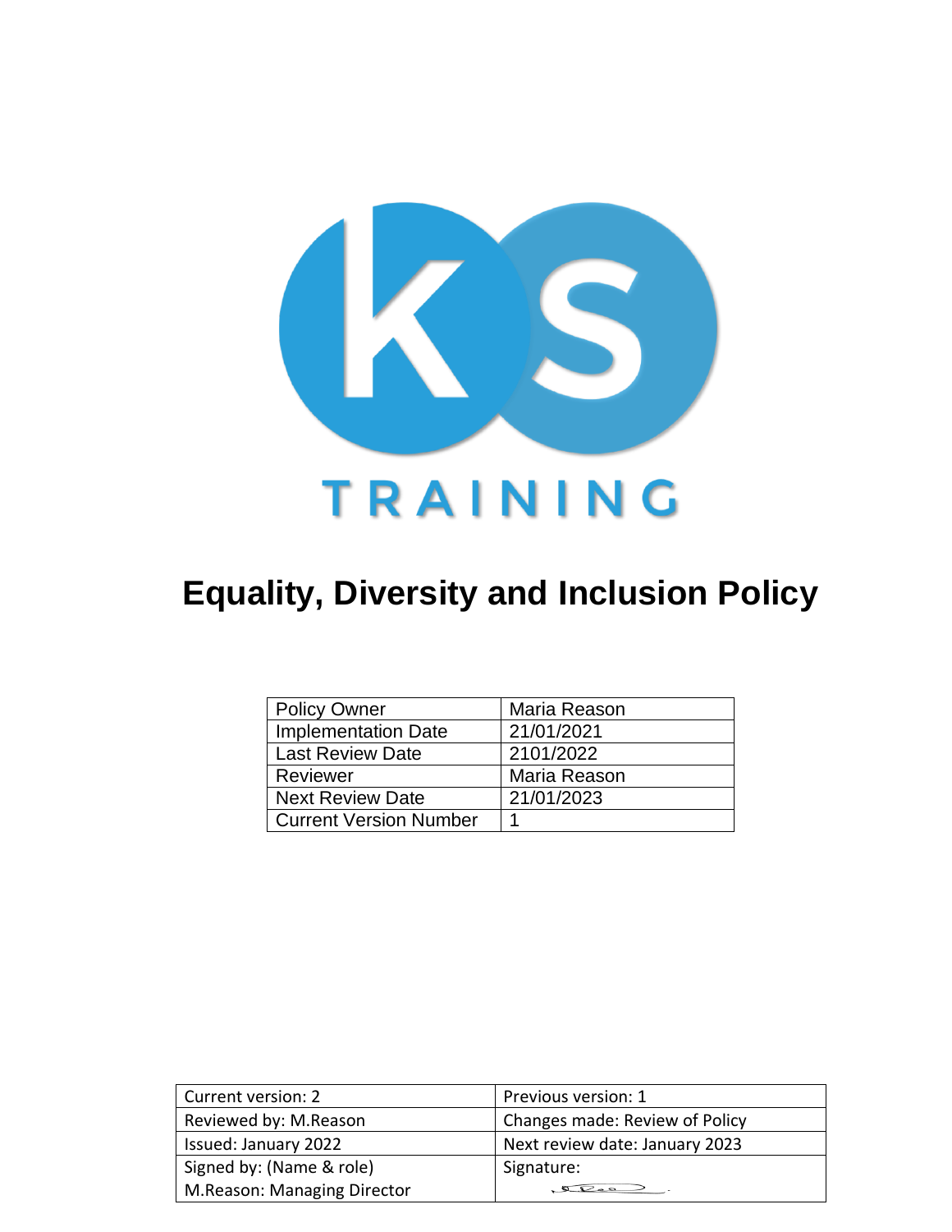KS TRAINING

# Equality, Diversity and Inclusion Policy

| Policy Owner | Maria Reason |
| --- | --- |
| Implementation Date | 21/01/2021 |
| Last Review Date | 2101/2022 |
| Reviewer | Maria Reason |
| Next Review Date | 21/01/2023 |
| Current Version Number | 1 |

| Current version: 2 | Previous version: 1 |
| --- | --- |
| Reviewed by: M.Reason | Changes made: Review of Policy |
| Issued: January 2022 | Next review date: January 2023 |
| Signed by: (Name & role) M.Reason: Managing Director | Signature: |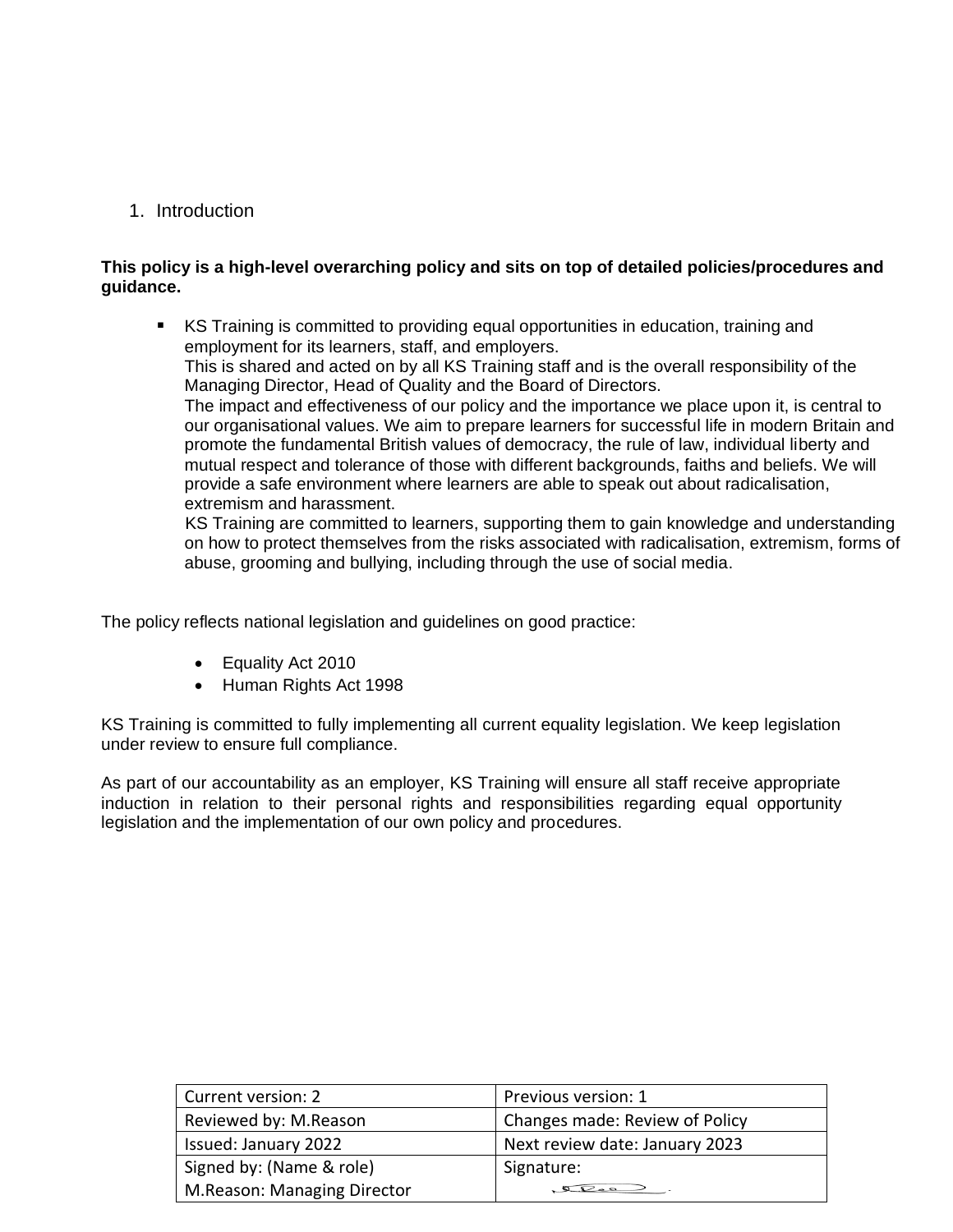1. Introduction

**This policy is a high-level overarching policy and sits on top of detailed policies/procedures and guidance.**

- KS Training is committed to providing equal opportunities in education, training and employment for its learners, staff, and employers.
  This is shared and acted on by all KS Training staff and is the overall responsibility of the Managing Director, Head of Quality and the Board of Directors.
  The impact and effectiveness of our policy and the importance we place upon it, is central to our organisational values. We aim to prepare learners for successful life in modern Britain and promote the fundamental British values of democracy, the rule of law, individual liberty and mutual respect and tolerance of those with different backgrounds, faiths and beliefs. We will provide a safe environment where learners are able to speak out about radicalisation, extremism and harassment.
  KS Training are committed to learners, supporting them to gain knowledge and understanding on how to protect themselves from the risks associated with radicalisation, extremism, forms of abuse, grooming and bullying, including through the use of social media.

The policy reflects national legislation and guidelines on good practice:

- Equality Act 2010
- Human Rights Act 1998

KS Training is committed to fully implementing all current equality legislation. We keep legislation under review to ensure full compliance.

As part of our accountability as an employer, KS Training will ensure all staff receive appropriate induction in relation to their personal rights and responsibilities regarding equal opportunity legislation and the implementation of our own policy and procedures.

| Current version: 2 | Previous version: 1 |
| --- | --- |
| Reviewed by: M.Reason | Changes made: Review of Policy |
| Issued: January 2022 | Next review date: January 2023 |
| Signed by: (Name & role) M.Reason: Managing Director | Signature: |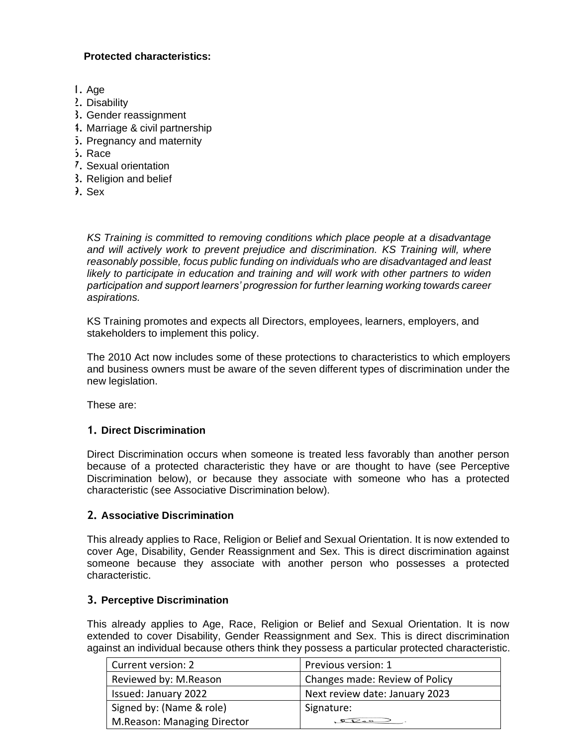**Protected characteristics:**

1. Age
2. Disability
3. Gender reassignment
4. Marriage & civil partnership
5. Pregnancy and maternity
6. Race
7. Sexual orientation
8. Religion and belief
9. Sex

*KS Training is committed to removing conditions which place people at a disadvantage and will actively work to prevent prejudice and discrimination. KS Training will, where reasonably possible, focus public funding on individuals who are disadvantaged and least likely to participate in education and training and will work with other partners to widen participation and support learners' progression for further learning working towards career aspirations.*

KS Training promotes and expects all Directors, employees, learners, employers, and stakeholders to implement this policy.

The 2010 Act now includes some of these protections to characteristics to which employers and business owners must be aware of the seven different types of discrimination under the new legislation.

These are:

### 1. Direct Discrimination

Direct Discrimination occurs when someone is treated less favorably than another person because of a protected characteristic they have or are thought to have (see Perceptive Discrimination below), or because they associate with someone who has a protected characteristic (see Associative Discrimination below).

### 2. Associative Discrimination

This already applies to Race, Religion or Belief and Sexual Orientation. It is now extended to cover Age, Disability, Gender Reassignment and Sex. This is direct discrimination against someone because they associate with another person who possesses a protected characteristic.

### 3. Perceptive Discrimination

This already applies to Age, Race, Religion or Belief and Sexual Orientation. It is now extended to cover Disability, Gender Reassignment and Sex. This is direct discrimination against an individual because others think they possess a particular protected characteristic.

| Current version: 2 | Previous version: 1 |
|---|---|
| Reviewed by: M.Reason | Changes made: Review of Policy |
| Issued: January 2022 | Next review date: January 2023 |
| Signed by: (Name & role)<br>M.Reason: Managing Director | Signature: |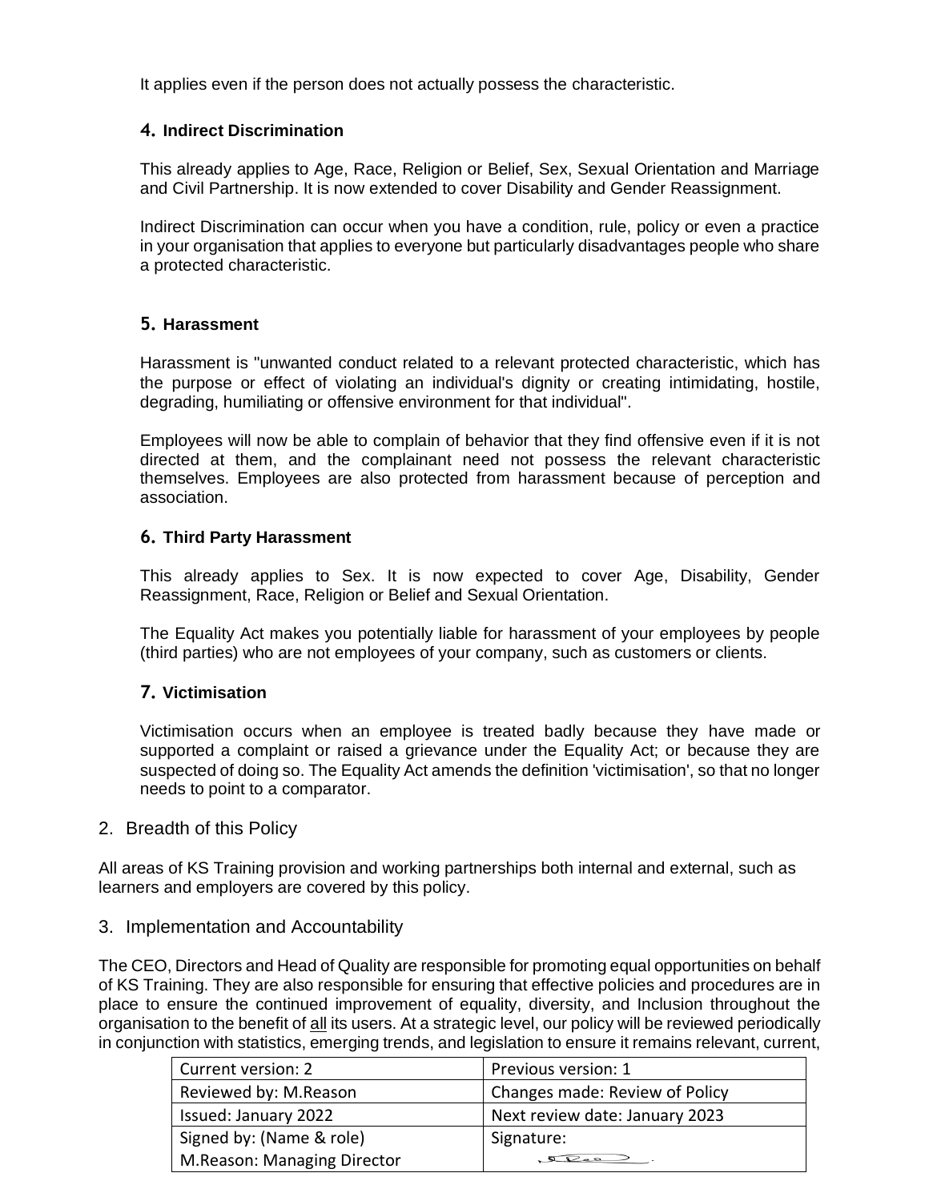It applies even if the person does not actually possess the characteristic.

### 4. Indirect Discrimination

This already applies to Age, Race, Religion or Belief, Sex, Sexual Orientation and Marriage and Civil Partnership. It is now extended to cover Disability and Gender Reassignment.

Indirect Discrimination can occur when you have a condition, rule, policy or even a practice in your organisation that applies to everyone but particularly disadvantages people who share a protected characteristic.

### 5. Harassment

Harassment is "unwanted conduct related to a relevant protected characteristic, which has the purpose or effect of violating an individual's dignity or creating intimidating, hostile, degrading, humiliating or offensive environment for that individual".

Employees will now be able to complain of behavior that they find offensive even if it is not directed at them, and the complainant need not possess the relevant characteristic themselves. Employees are also protected from harassment because of perception and association.

### 6. Third Party Harassment

This already applies to Sex. It is now expected to cover Age, Disability, Gender Reassignment, Race, Religion or Belief and Sexual Orientation.

The Equality Act makes you potentially liable for harassment of your employees by people (third parties) who are not employees of your company, such as customers or clients.

### 7. Victimisation

Victimisation occurs when an employee is treated badly because they have made or supported a complaint or raised a grievance under the Equality Act; or because they are suspected of doing so. The Equality Act amends the definition 'victimisation', so that no longer needs to point to a comparator.

## 2. Breadth of this Policy

All areas of KS Training provision and working partnerships both internal and external, such as learners and employers are covered by this policy.

## 3. Implementation and Accountability

The CEO, Directors and Head of Quality are responsible for promoting equal opportunities on behalf of KS Training. They are also responsible for ensuring that effective policies and procedures are in place to ensure the continued improvement of equality, diversity, and Inclusion throughout the organisation to the benefit of <u>all</u> its users. At a strategic level, our policy will be reviewed periodically in conjunction with statistics, emerging trends, and legislation to ensure it remains relevant, current,

| Current version: 2 | Previous version: 1 |
|---|---|
| Reviewed by: M.Reason | Changes made: Review of Policy |
| Issued: January 2022 | Next review date: January 2023 |
| Signed by: (Name & role) M.Reason: Managing Director | Signature: |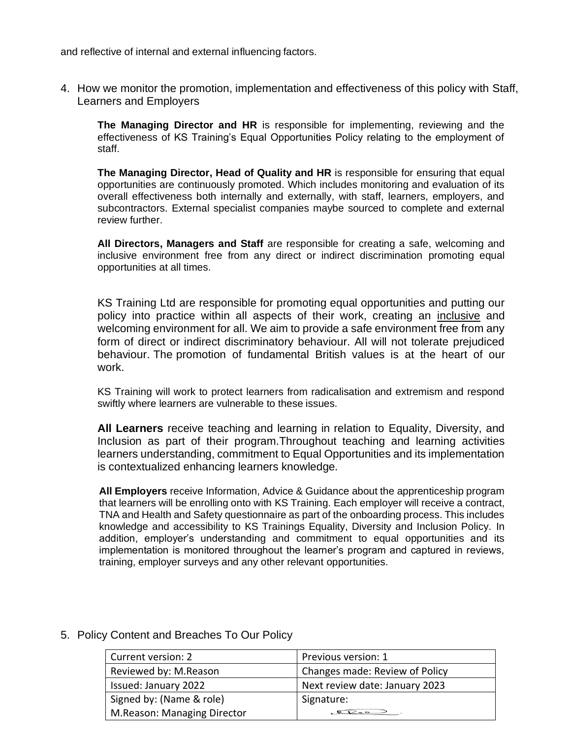and reflective of internal and external influencing factors.

4. How we monitor the promotion, implementation and effectiveness of this policy with Staff, Learners and Employers

**The Managing Director and HR** is responsible for implementing, reviewing and the effectiveness of KS Training's Equal Opportunities Policy relating to the employment of staff.

**The Managing Director, Head of Quality and HR** is responsible for ensuring that equal opportunities are continuously promoted. Which includes monitoring and evaluation of its overall effectiveness both internally and externally, with staff, learners, employers, and subcontractors. External specialist companies maybe sourced to complete and external review further.

**All Directors, Managers and Staff** are responsible for creating a safe, welcoming and inclusive environment free from any direct or indirect discrimination promoting equal opportunities at all times.

KS Training Ltd are responsible for promoting equal opportunities and putting our policy into practice within all aspects of their work, creating an inclusive and welcoming environment for all. We aim to provide a safe environment free from any form of direct or indirect discriminatory behaviour. All will not tolerate prejudiced behaviour. The promotion of fundamental British values is at the heart of our work.

KS Training will work to protect learners from radicalisation and extremism and respond swiftly where learners are vulnerable to these issues.

**All Learners** receive teaching and learning in relation to Equality, Diversity, and Inclusion as part of their program.Throughout teaching and learning activities learners understanding, commitment to Equal Opportunities and its implementation is contextualized enhancing learners knowledge.

**All Employers** receive Information, Advice & Guidance about the apprenticeship program that learners will be enrolling onto with KS Training. Each employer will receive a contract, TNA and Health and Safety questionnaire as part of the onboarding process. This includes knowledge and accessibility to KS Trainings Equality, Diversity and Inclusion Policy. In addition, employer's understanding and commitment to equal opportunities and its implementation is monitored throughout the learner's program and captured in reviews, training, employer surveys and any other relevant opportunities.

5. Policy Content and Breaches To Our Policy

| Current version: 2 | Previous version: 1 |
|---|---|
| Reviewed by: M.Reason | Changes made: Review of Policy |
| Issued: January 2022 | Next review date: January 2023 |
| Signed by: (Name & role) M.Reason: Managing Director | Signature: |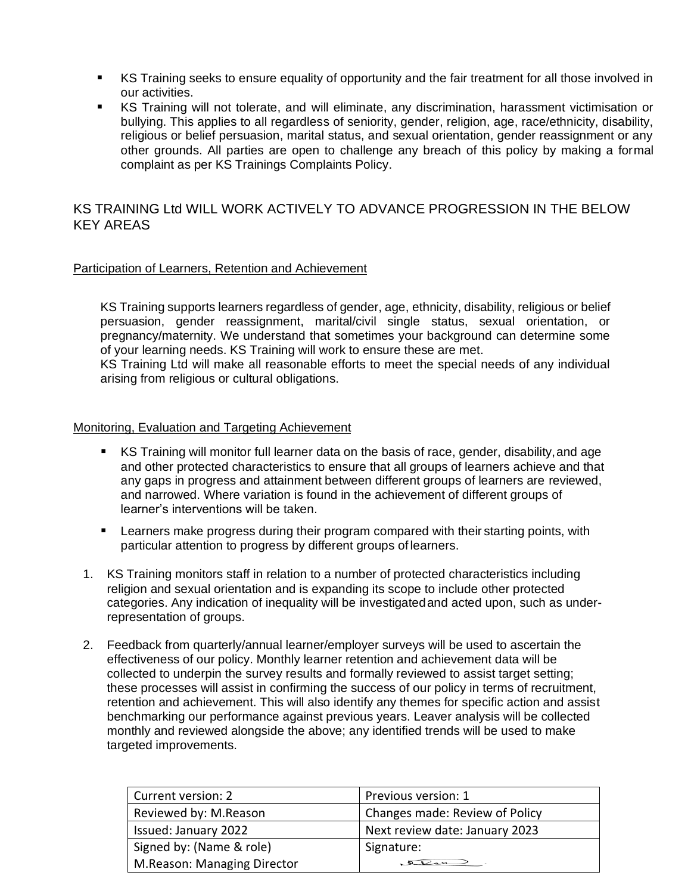- KS Training seeks to ensure equality of opportunity and the fair treatment for all those involved in our activities.
- KS Training will not tolerate, and will eliminate, any discrimination, harassment victimisation or bullying. This applies to all regardless of seniority, gender, religion, age, race/ethnicity, disability, religious or belief persuasion, marital status, and sexual orientation, gender reassignment or any other grounds. All parties are open to challenge any breach of this policy by making a formal complaint as per KS Trainings Complaints Policy.

## KS TRAINING Ltd WILL WORK ACTIVELY TO ADVANCE PROGRESSION IN THE BELOW KEY AREAS

### Participation of Learners, Retention and Achievement

KS Training supports learners regardless of gender, age, ethnicity, disability, religious or belief persuasion, gender reassignment, marital/civil single status, sexual orientation, or pregnancy/maternity. We understand that sometimes your background can determine some of your learning needs. KS Training will work to ensure these are met.

KS Training Ltd will make all reasonable efforts to meet the special needs of any individual arising from religious or cultural obligations.

### Monitoring, Evaluation and Targeting Achievement

- KS Training will monitor full learner data on the basis of race, gender, disability, and age and other protected characteristics to ensure that all groups of learners achieve and that any gaps in progress and attainment between different groups of learners are reviewed, and narrowed. Where variation is found in the achievement of different groups of learner's interventions will be taken.
- Learners make progress during their program compared with their starting points, with particular attention to progress by different groups of learners.

1. KS Training monitors staff in relation to a number of protected characteristics including religion and sexual orientation and is expanding its scope to include other protected categories. Any indication of inequality will be investigated and acted upon, such as under-representation of groups.
2. Feedback from quarterly/annual learner/employer surveys will be used to ascertain the effectiveness of our policy. Monthly learner retention and achievement data will be collected to underpin the survey results and formally reviewed to assist target setting; these processes will assist in confirming the success of our policy in terms of recruitment, retention and achievement. This will also identify any themes for specific action and assist benchmarking our performance against previous years. Leaver analysis will be collected monthly and reviewed alongside the above; any identified trends will be used to make targeted improvements.

| Current version: 2 | Previous version: 1 |
|---|---|
| Reviewed by: M.Reason | Changes made: Review of Policy |
| Issued: January 2022 | Next review date: January 2023 |
| Signed by: (Name & role)<br>M.Reason: Managing Director | Signature: |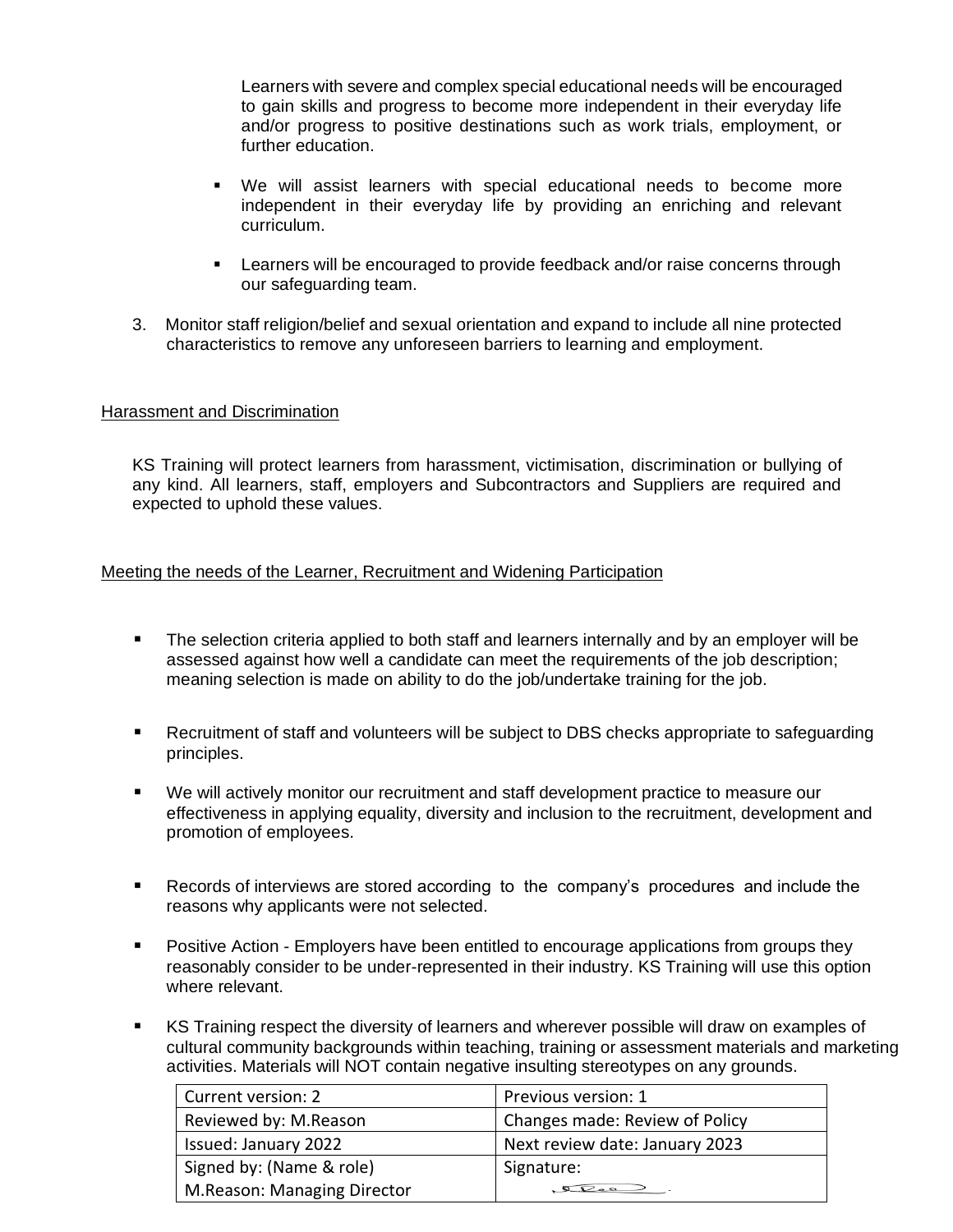Learners with severe and complex special educational needs will be encouraged to gain skills and progress to become more independent in their everyday life and/or progress to positive destinations such as work trials, employment, or further education.

- We will assist learners with special educational needs to become more independent in their everyday life by providing an enriching and relevant curriculum.
- Learners will be encouraged to provide feedback and/or raise concerns through our safeguarding team.

3. Monitor staff religion/belief and sexual orientation and expand to include all nine protected characteristics to remove any unforeseen barriers to learning and employment.

## Harassment and Discrimination

KS Training will protect learners from harassment, victimisation, discrimination or bullying of any kind. All learners, staff, employers and Subcontractors and Suppliers are required and expected to uphold these values.

## Meeting the needs of the Learner, Recruitment and Widening Participation

- The selection criteria applied to both staff and learners internally and by an employer will be assessed against how well a candidate can meet the requirements of the job description; meaning selection is made on ability to do the job/undertake training for the job.
- Recruitment of staff and volunteers will be subject to DBS checks appropriate to safeguarding principles.
- We will actively monitor our recruitment and staff development practice to measure our effectiveness in applying equality, diversity and inclusion to the recruitment, development and promotion of employees.
- Records of interviews are stored according to the company's procedures and include the reasons why applicants were not selected.
- Positive Action - Employers have been entitled to encourage applications from groups they reasonably consider to be under-represented in their industry. KS Training will use this option where relevant.
- KS Training respect the diversity of learners and wherever possible will draw on examples of cultural community backgrounds within teaching, training or assessment materials and marketing activities. Materials will NOT contain negative insulting stereotypes on any grounds.

| Current version: 2 | Previous version: 1 |
| --- | --- |
| Reviewed by: M.Reason | Changes made: Review of Policy |
| Issued: January 2022 | Next review date: January 2023 |
| Signed by: (Name & role) M.Reason: Managing Director | Signature: |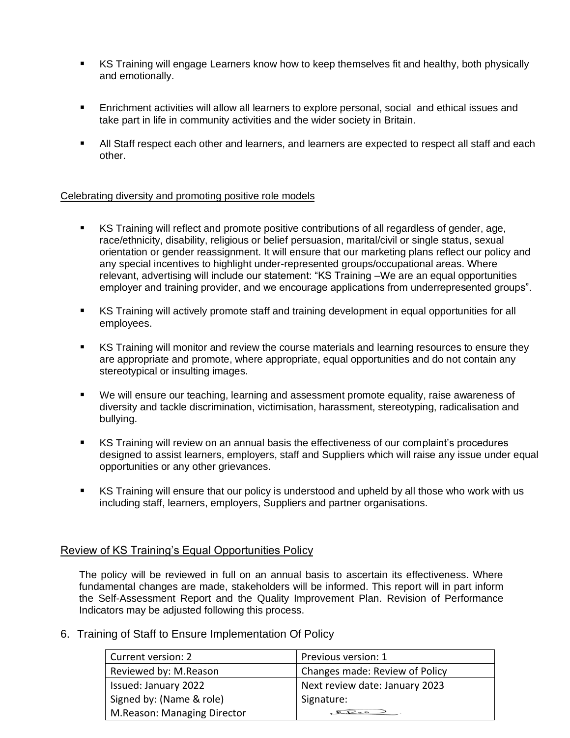- KS Training will engage Learners know how to keep themselves fit and healthy, both physically and emotionally.

- Enrichment activities will allow all learners to explore personal, social and ethical issues and take part in life in community activities and the wider society in Britain.

- All Staff respect each other and learners, and learners are expected to respect all staff and each other.

Celebrating diversity and promoting positive role models

- KS Training will reflect and promote positive contributions of all regardless of gender, age, race/ethnicity, disability, religious or belief persuasion, marital/civil or single status, sexual orientation or gender reassignment. It will ensure that our marketing plans reflect our policy and any special incentives to highlight under-represented groups/occupational areas. Where relevant, advertising will include our statement: "KS Training –We are an equal opportunities employer and training provider, and we encourage applications from underrepresented groups".

- KS Training will actively promote staff and training development in equal opportunities for all employees.

- KS Training will monitor and review the course materials and learning resources to ensure they are appropriate and promote, where appropriate, equal opportunities and do not contain any stereotypical or insulting images.

- We will ensure our teaching, learning and assessment promote equality, raise awareness of diversity and tackle discrimination, victimisation, harassment, stereotyping, radicalisation and bullying.

- KS Training will review on an annual basis the effectiveness of our complaint's procedures designed to assist learners, employers, staff and Suppliers which will raise any issue under equal opportunities or any other grievances.

- KS Training will ensure that our policy is understood and upheld by all those who work with us including staff, learners, employers, Suppliers and partner organisations.

## Review of KS Training's Equal Opportunities Policy

The policy will be reviewed in full on an annual basis to ascertain its effectiveness. Where fundamental changes are made, stakeholders will be informed. This report will in part inform the Self-Assessment Report and the Quality Improvement Plan. Revision of Performance Indicators may be adjusted following this process.

## 6. Training of Staff to Ensure Implementation Of Policy

| Current version: 2 | Previous version: 1 |
|---|---|
| Reviewed by: M.Reason | Changes made: Review of Policy |
| Issued: January 2022 | Next review date: January 2023 |
| Signed by: (Name & role) M.Reason: Managing Director | Signature: |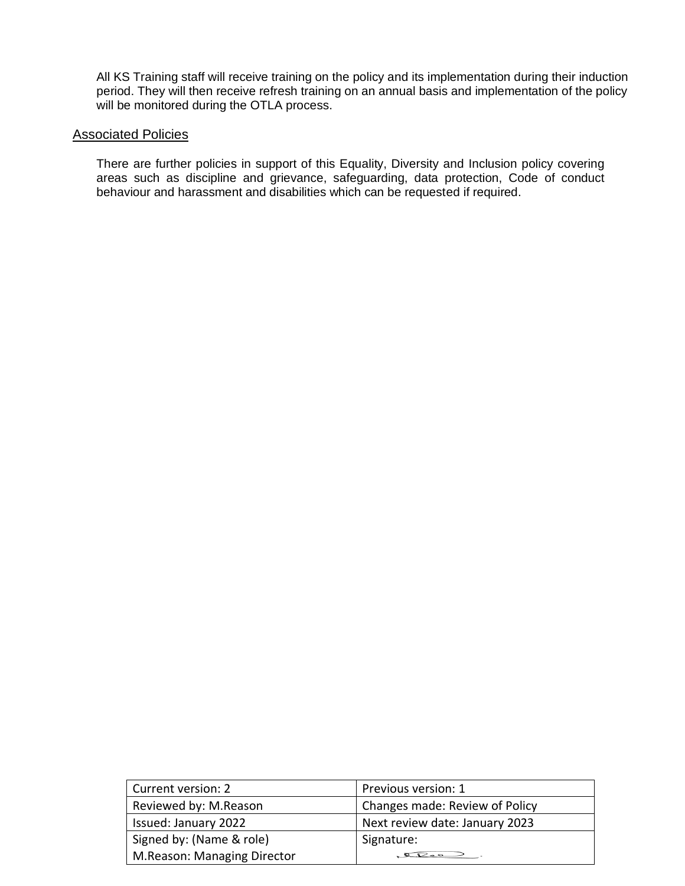All KS Training staff will receive training on the policy and its implementation during their induction period. They will then receive refresh training on an annual basis and implementation of the policy will be monitored during the OTLA process.

## Associated Policies

There are further policies in support of this Equality, Diversity and Inclusion policy covering areas such as discipline and grievance, safeguarding, data protection, Code of conduct behaviour and harassment and disabilities which can be requested if required.

| Current version: 2 | Previous version: 1 |
|---|---|
| Reviewed by: M.Reason | Changes made: Review of Policy |
| Issued: January 2022 | Next review date: January 2023 |
| Signed by: (Name & role) M.Reason: Managing Director | Signature: |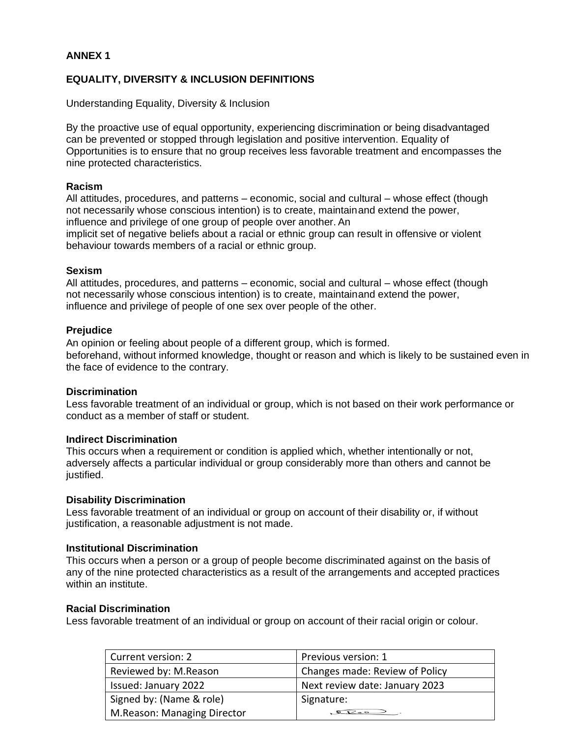**ANNEX 1**

**EQUALITY, DIVERSITY & INCLUSION DEFINITIONS**

Understanding Equality, Diversity & Inclusion

By the proactive use of equal opportunity, experiencing discrimination or being disadvantaged can be prevented or stopped through legislation and positive intervention. Equality of Opportunities is to ensure that no group receives less favorable treatment and encompasses the nine protected characteristics.

**Racism**
All attitudes, procedures, and patterns – economic, social and cultural – whose effect (though not necessarily whose conscious intention) is to create, maintainand extend the power, influence and privilege of one group of people over another. An implicit set of negative beliefs about a racial or ethnic group can result in offensive or violent behaviour towards members of a racial or ethnic group.

**Sexism**
All attitudes, procedures, and patterns – economic, social and cultural – whose effect (though not necessarily whose conscious intention) is to create, maintainand extend the power, influence and privilege of people of one sex over people of the other.

**Prejudice**
An opinion or feeling about people of a different group, which is formed. beforehand, without informed knowledge, thought or reason and which is likely to be sustained even in the face of evidence to the contrary.

**Discrimination**
Less favorable treatment of an individual or group, which is not based on their work performance or conduct as a member of staff or student.

**Indirect Discrimination**
This occurs when a requirement or condition is applied which, whether intentionally or not, adversely affects a particular individual or group considerably more than others and cannot be justified.

**Disability Discrimination**
Less favorable treatment of an individual or group on account of their disability or, if without justification, a reasonable adjustment is not made.

**Institutional Discrimination**
This occurs when a person or a group of people become discriminated against on the basis of any of the nine protected characteristics as a result of the arrangements and accepted practices within an institute.

**Racial Discrimination**
Less favorable treatment of an individual or group on account of their racial origin or colour.

| Current version: 2 | Previous version: 1 |
|---|---|
| Reviewed by: M.Reason | Changes made: Review of Policy |
| Issued: January 2022 | Next review date: January 2023 |
| Signed by: (Name & role) M.Reason: Managing Director | Signature: |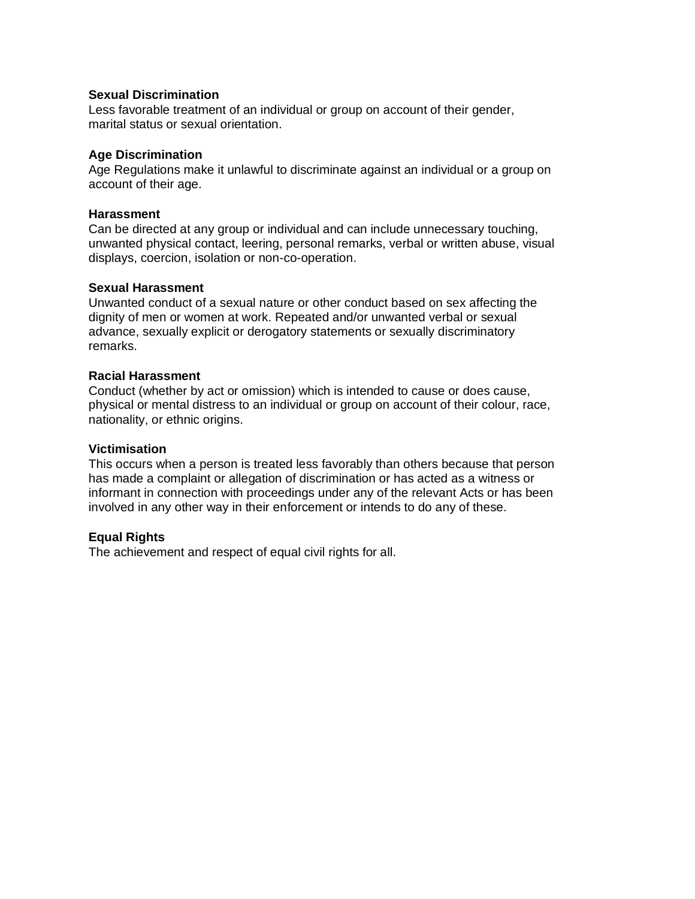**Sexual Discrimination**
Less favorable treatment of an individual or group on account of their gender, marital status or sexual orientation.

**Age Discrimination**
Age Regulations make it unlawful to discriminate against an individual or a group on account of their age.

**Harassment**
Can be directed at any group or individual and can include unnecessary touching, unwanted physical contact, leering, personal remarks, verbal or written abuse, visual displays, coercion, isolation or non-co-operation.

**Sexual Harassment**
Unwanted conduct of a sexual nature or other conduct based on sex affecting the dignity of men or women at work. Repeated and/or unwanted verbal or sexual advance, sexually explicit or derogatory statements or sexually discriminatory remarks.

**Racial Harassment**
Conduct (whether by act or omission) which is intended to cause or does cause, physical or mental distress to an individual or group on account of their colour, race, nationality, or ethnic origins.

**Victimisation**
This occurs when a person is treated less favorably than others because that person has made a complaint or allegation of discrimination or has acted as a witness or informant in connection with proceedings under any of the relevant Acts or has been involved in any other way in their enforcement or intends to do any of these.

**Equal Rights**
The achievement and respect of equal civil rights for all.